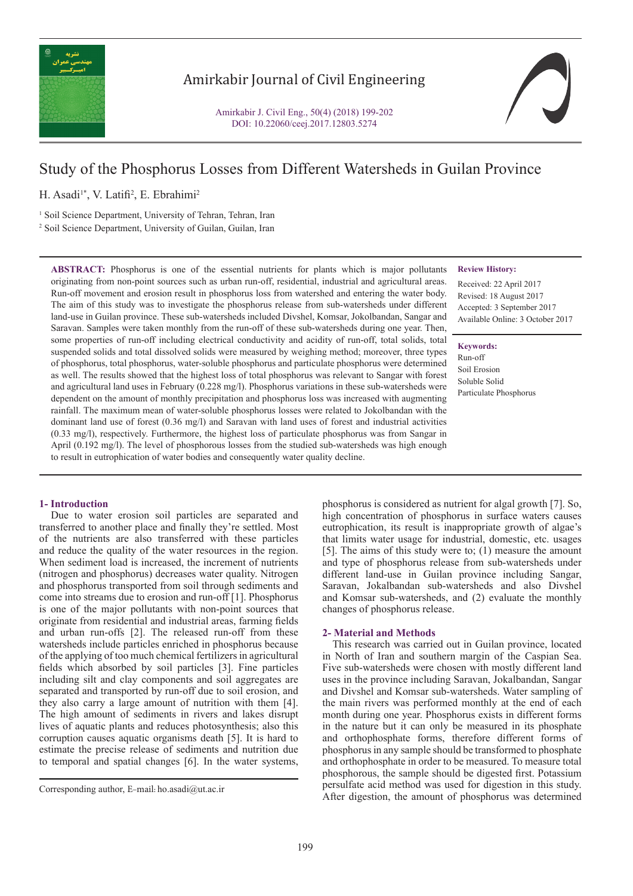# Study of the Phosphorus Losses from Different Watersheds in Guilan Province

H. Asadi[1*], V. Latifi[2], E. Ebrahimi[2]

[1] Soil Science Department, University of Tehran, Tehran, Iran
[2] Soil Science Department, University of Guilan, Guilan, Iran

**ABSTRACT:** Phosphorus is one of the essential nutrients for plants which is major pollutants originating from non-point sources such as urban run-off, residential, industrial and agricultural areas. Run-off movement and erosion result in phosphorus loss from watershed and entering the water body. The aim of this study was to investigate the phosphorus release from sub-watersheds under different land-use in Guilan province. These sub-watersheds included Divshel, Komsar, Jokolbandan, Sangar and Saravan. Samples were taken monthly from the run-off of these sub-watersheds during one year. Then, some properties of run-off including electrical conductivity and acidity of run-off, total solids, total suspended solids and total dissolved solids were measured by weighing method; moreover, three types of phosphorus, total phosphorus, water-soluble phosphorus and particulate phosphorus were determined as well. The results showed that the highest loss of total phosphorus was relevant to Sangar with forest and agricultural land uses in February (0.228 mg/l). Phosphorus variations in these sub-watersheds were dependent on the amount of monthly precipitation and phosphorus loss was increased with augmenting rainfall. The maximum mean of water-soluble phosphorus losses were related to Jokolbandan with the dominant land use of forest (0.36 mg/l) and Saravan with land uses of forest and industrial activities (0.33 mg/l), respectively. Furthermore, the highest loss of particulate phosphorus was from Sangar in April (0.192 mg/l). The level of phosphorous losses from the studied sub-watersheds was high enough to result in eutrophication of water bodies and consequently water quality decline.

**Review History:**

Received: 22 April 2017
Revised: 18 August 2017
Accepted: 3 September 2017
Available Online: 3 October 2017

**Keywords:**

Run-off
Soil Erosion
Soluble Solid
Particulate Phosphorus

## 1- Introduction

Due to water erosion soil particles are separated and transferred to another place and finally they're settled. Most of the nutrients are also transferred with these particles and reduce the quality of the water resources in the region. When sediment load is increased, the increment of nutrients (nitrogen and phosphorus) decreases water quality. Nitrogen and phosphorus transported from soil through sediments and come into streams due to erosion and run-off [1]. Phosphorus is one of the major pollutants with non-point sources that originate from residential and industrial areas, farming fields and urban run-offs [2]. The released run-off from these watersheds include particles enriched in phosphorus because of the applying of too much chemical fertilizers in agricultural fields which absorbed by soil particles [3]. Fine particles including silt and clay components and soil aggregates are separated and transported by run-off due to soil erosion, and they also carry a large amount of nutrition with them [4]. The high amount of sediments in rivers and lakes disrupt lives of aquatic plants and reduces photosynthesis; also this corruption causes aquatic organisms death [5]. It is hard to estimate the precise release of sediments and nutrition due to temporal and spatial changes [6]. In the water systems, phosphorus is considered as nutrient for algal growth [7]. So, high concentration of phosphorus in surface waters causes eutrophication, its result is inappropriate growth of algae's that limits water usage for industrial, domestic, etc. usages [5]. The aims of this study were to; (1) measure the amount and type of phosphorus release from sub-watersheds under different land-use in Guilan province including Sangar, Saravan, Jokalbandan sub-watersheds and also Divshel and Komsar sub-watersheds, and (2) evaluate the monthly changes of phosphorus release.

## 2- Material and Methods

This research was carried out in Guilan province, located in North of Iran and southern margin of the Caspian Sea. Five sub-watersheds were chosen with mostly different land uses in the province including Saravan, Jokalbandan, Sangar and Divshel and Komsar sub-watersheds. Water sampling of the main rivers was performed monthly at the end of each month during one year. Phosphorus exists in different forms in the nature but it can only be measured in its phosphate and orthophosphate forms, therefore different forms of phosphorus in any sample should be transformed to phosphate and orthophosphate in order to be measured. To measure total phosphorous, the sample should be digested first. Potassium persulfate acid method was used for digestion in this study. After digestion, the amount of phosphorus was determined

Corresponding author, E-mail: ho.asadi@ut.ac.ir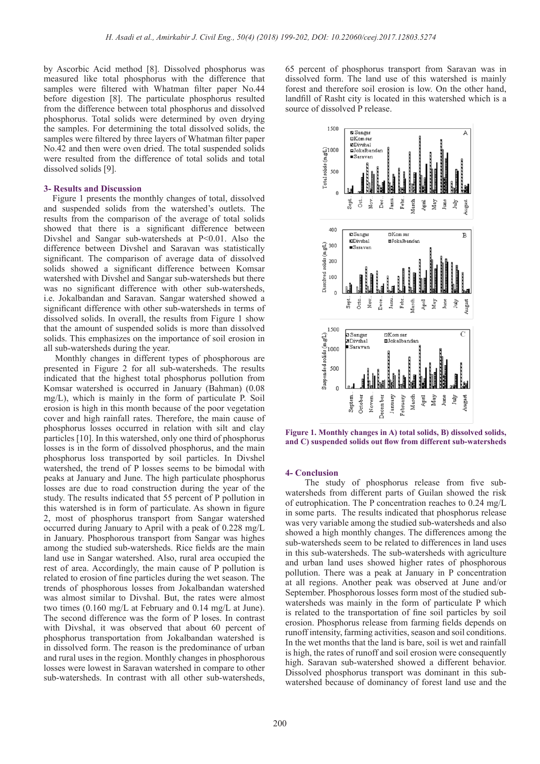by Ascorbic Acid method [8]. Dissolved phosphorus was measured like total phosphorus with the difference that samples were filtered with Whatman filter paper No.44 before digestion [8]. The particulate phosphorus resulted from the difference between total phosphorus and dissolved phosphorus. Total solids were determined by oven drying the samples. For determining the total dissolved solids, the samples were filtered by three layers of Whatman filter paper No.42 and then were oven dried. The total suspended solids were resulted from the difference of total solids and total dissolved solids [9].

## 3- Results and Discussion

Figure 1 presents the monthly changes of total, dissolved and suspended solids from the watershed's outlets. The results from the comparison of the average of total solids showed that there is a significant difference between Divshel and Sangar sub-watersheds at $P<0.01$. Also the difference between Divshel and Saravan was statistically significant. The comparison of average data of dissolved solids showed a significant difference between Komsar watershed with Divshel and Sangar sub-watersheds but there was no significant difference with other sub-watersheds, i.e. Jokalbandan and Saravan. Sangar watershed showed a significant difference with other sub-watersheds in terms of dissolved solids. In overall, the results from Figure 1 show that the amount of suspended solids is more than dissolved solids. This emphasizes on the importance of soil erosion in all sub-watersheds during the year.

Monthly changes in different types of phosphorous are presented in Figure 2 for all sub-watersheds. The results indicated that the highest total phosphorus pollution from Komsar watershed is occurred in January (Bahman) (0.08 mg/L), which is mainly in the form of particulate P. Soil erosion is high in this month because of the poor vegetation cover and high rainfall rates. Therefore, the main cause of phosphorus losses occurred in relation with silt and clay particles [10]. In this watershed, only one third of phosphorus losses is in the form of dissolved phosphorus, and the main phosphorus loss transported by soil particles. In Divshel watershed, the trend of P losses seems to be bimodal with peaks at January and June. The high particulate phosphorus losses are due to road construction during the year of the study. The results indicated that 55 percent of P pollution in this watershed is in form of particulate. As shown in figure 2, most of phosphorus transport from Sangar watershed occurred during January to April with a peak of 0.228 mg/L in January. Phosphorous transport from Sangar was highes among the studied sub-watersheds. Rice fields are the main land use in Sangar watershed. Also, rural area occupied the rest of area. Accordingly, the main cause of P pollution is related to erosion of fine particles during the wet season. The trends of phosphorous losses from Jokalbandan watershed was almost similar to Divshal. But, the rates were almost two times (0.160 mg/L at February and 0.14 mg/L at June). The second difference was the form of P loses. In contrast with Divshal, it was observed that about 60 percent of phosphorus transportation from Jokalbandan watershed is in dissolved form. The reason is the predominance of urban and rural uses in the region. Monthly changes in phosphorous losses were lowest in Saravan watershed in compare to other sub-watersheds. In contrast with all other sub-watersheds, 65 percent of phosphorus transport from Saravan was in dissolved form. The land use of this watershed is mainly forest and therefore soil erosion is low. On the other hand, landfill of Rasht city is located in this watershed which is a source of dissolved P release.

**Figure 1. Monthly changes in A) total solids, B) dissolved solids, and C) suspended solids out flow from different sub-watersheds**

## 4- Conclusion

The study of phosphorus release from five sub-watersheds from different parts of Guilan showed the risk of eutrophication. The P concentration reaches to 0.24 mg/L in some parts. The results indicated that phosphorus release was very variable among the studied sub-watersheds and also showed a high monthly changes. The differences among the sub-watersheds seem to be related to differences in land uses in this sub-watersheds. The sub-watersheds with agriculture and urban land uses showed higher rates of phosphorous pollution. There was a peak at January in P concentration at all regions. Another peak was observed at June and/or September. Phosphorous losses form most of the studied sub-watersheds was mainly in the form of particulate P which is related to the transportation of fine soil particles by soil erosion. Phosphorus release from farming fields depends on runoff intensity, farming activities, season and soil conditions. In the wet months that the land is bare, soil is wet and rainfall is high, the rates of runoff and soil erosion were consequently high. Saravan sub-watershed showed a different behavior. Dissolved phosphorus transport was dominant in this sub-watershed because of dominancy of forest land use and the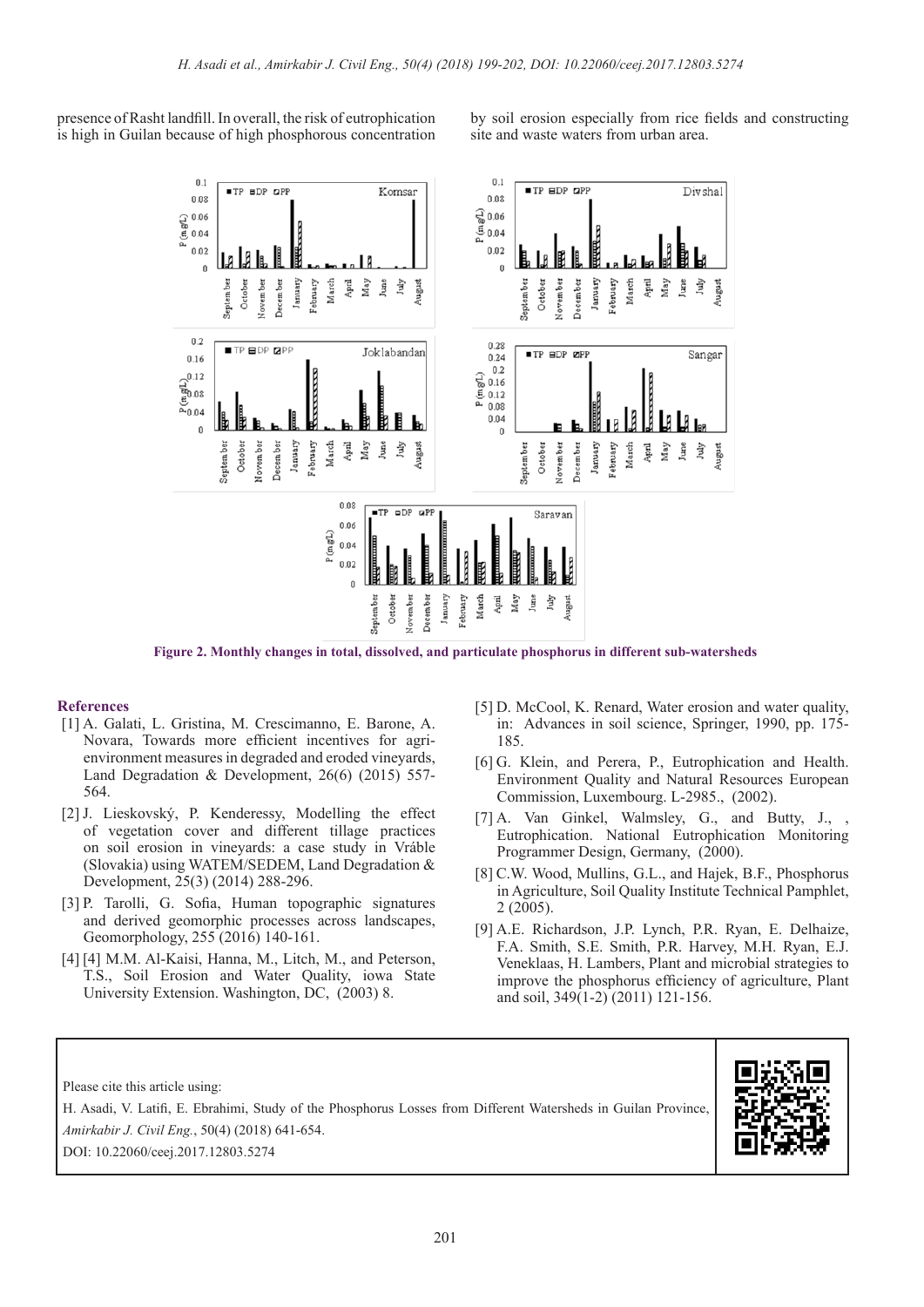presence of Rasht landfill. In overall, the risk of eutrophication is high in Guilan because of high phosphorous concentration by soil erosion especially from rice fields and constructing site and waste waters from urban area.

Komsar

TP DP PP

P (mg/L)

0.1
0.08
0.06
0.04
0.02
0

September October November December January February March April May June July August

Divshal

TP DP PP

P (mg/L)

0.1
0.08
0.06
0.04
0.02
0

September October November December January February March April May June July August

Joklabandan

TP DP PP

P (mg/L)

0.2
0.16
0.12
0.08
0.04
0

September October November December January February March April May June July August

Sangar

TP DP PP

P (mg/L)

0.28
0.24
0.2
0.16
0.12
0.08
0.04
0

September October November December January February March April May June July August

Saravan

TP DP PP

P (mg/L)

0.08
0.06
0.04
0.02
0

September October November December January February March April May June July August

**Figure 2. Monthly changes in total, dissolved, and particulate phosphorus in different sub-watersheds**

## References

[1] A. Galati, L. Gristina, M. Crescimanno, E. Barone, A. Novara, Towards more efficient incentives for agri-environment measures in degraded and eroded vineyards, Land Degradation & Development, 26(6) (2015) 557-564.

[2] J. Lieskovský, P. Kenderessy, Modelling the effect of vegetation cover and different tillage practices on soil erosion in vineyards: a case study in Vráble (Slovakia) using WATEM/SEDEM, Land Degradation & Development, 25(3) (2014) 288-296.

[3] P. Tarolli, G. Sofia, Human topographic signatures and derived geomorphic processes across landscapes, Geomorphology, 255 (2016) 140-161.

[4] [4] M.M. Al-Kaisi, Hanna, M., Litch, M., and Peterson, T.S., Soil Erosion and Water Quality, iowa State University Extension. Washington, DC, (2003) 8.

[5] D. McCool, K. Renard, Water erosion and water quality, in: Advances in soil science, Springer, 1990, pp. 175-185.

[6] G. Klein, and Perera, P., Eutrophication and Health. Environment Quality and Natural Resources European Commission, Luxembourg. L-2985., (2002).

[7] A. Van Ginkel, Walmsley, G., and Butty, J., , Eutrophication. National Eutrophication Monitoring Programmer Design, Germany, (2000).

[8] C.W. Wood, Mullins, G.L., and Hajek, B.F., Phosphorus in Agriculture, Soil Quality Institute Technical Pamphlet, 2 (2005).

[9] A.E. Richardson, J.P. Lynch, P.R. Ryan, E. Delhaize, F.A. Smith, S.E. Smith, P.R. Harvey, M.H. Ryan, E.J. Veneklaas, H. Lambers, Plant and microbial strategies to improve the phosphorus efficiency of agriculture, Plant and soil, 349(1-2) (2011) 121-156.

Please cite this article using:

H. Asadi, V. Latifi, E. Ebrahimi, Study of the Phosphorus Losses from Different Watersheds in Guilan Province, *Amirkabir J. Civil Eng.*, 50(4) (2018) 641-654.

DOI: 10.22060/ceej.2017.12803.5274